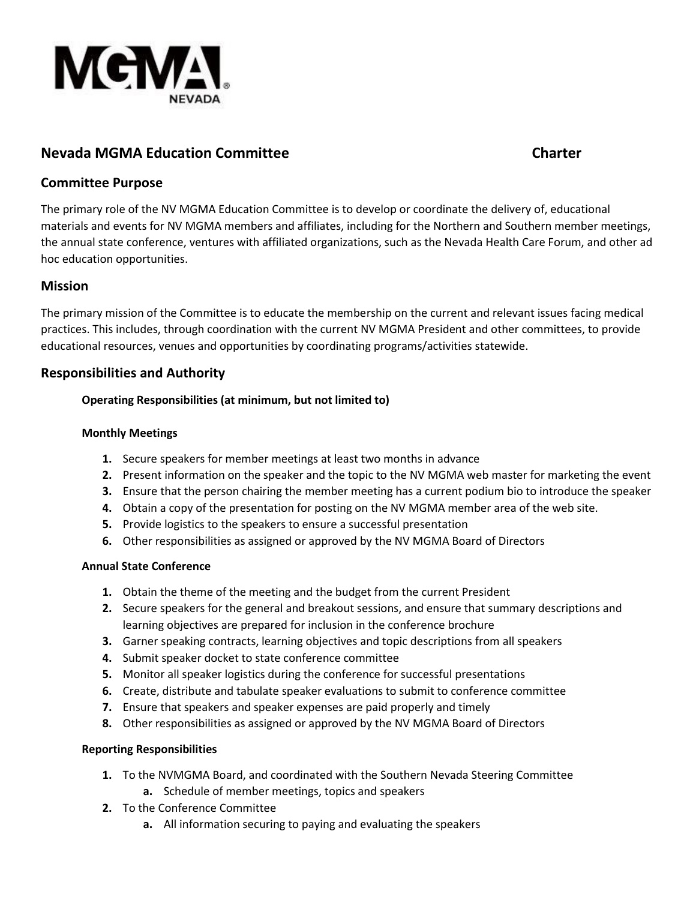# Nevada MGMA Education Committee Charter

## Committee Purpose

The primary role of the NV MGMA Education Committee is to develop or coordinate the delivery of, educational materials and events for NV MGMA members and affiliates, including for the Northern and Southern member meetings, the annual state conference, ventures with affiliated organizations, such as the Nevada Health Care Forum, and other ad hoc education opportunities.

## Mission

The primary mission of the Committee is to educate the membership on the current and relevant issues facing medical practices. This includes, through coordination with the current NV MGMA President and other committees, to provide educational resources, venues and opportunities by coordinating programs/activities statewide.

## Responsibilities and Authority

**Operating Responsibilities (at minimum, but not limited to)**

**Monthly Meetings**

1. Secure speakers for member meetings at least two months in advance
2. Present information on the speaker and the topic to the NV MGMA web master for marketing the event
3. Ensure that the person chairing the member meeting has a current podium bio to introduce the speaker
4. Obtain a copy of the presentation for posting on the NV MGMA member area of the web site.
5. Provide logistics to the speakers to ensure a successful presentation
6. Other responsibilities as assigned or approved by the NV MGMA Board of Directors

**Annual State Conference**

1. Obtain the theme of the meeting and the budget from the current President
2. Secure speakers for the general and breakout sessions, and ensure that summary descriptions and learning objectives are prepared for inclusion in the conference brochure
3. Garner speaking contracts, learning objectives and topic descriptions from all speakers
4. Submit speaker docket to state conference committee
5. Monitor all speaker logistics during the conference for successful presentations
6. Create, distribute and tabulate speaker evaluations to submit to conference committee
7. Ensure that speakers and speaker expenses are paid properly and timely
8. Other responsibilities as assigned or approved by the NV MGMA Board of Directors

**Reporting Responsibilities**

1. To the NVMGMA Board, and coordinated with the Southern Nevada Steering Committee
   a. Schedule of member meetings, topics and speakers
2. To the Conference Committee
   a. All information securing to paying and evaluating the speakers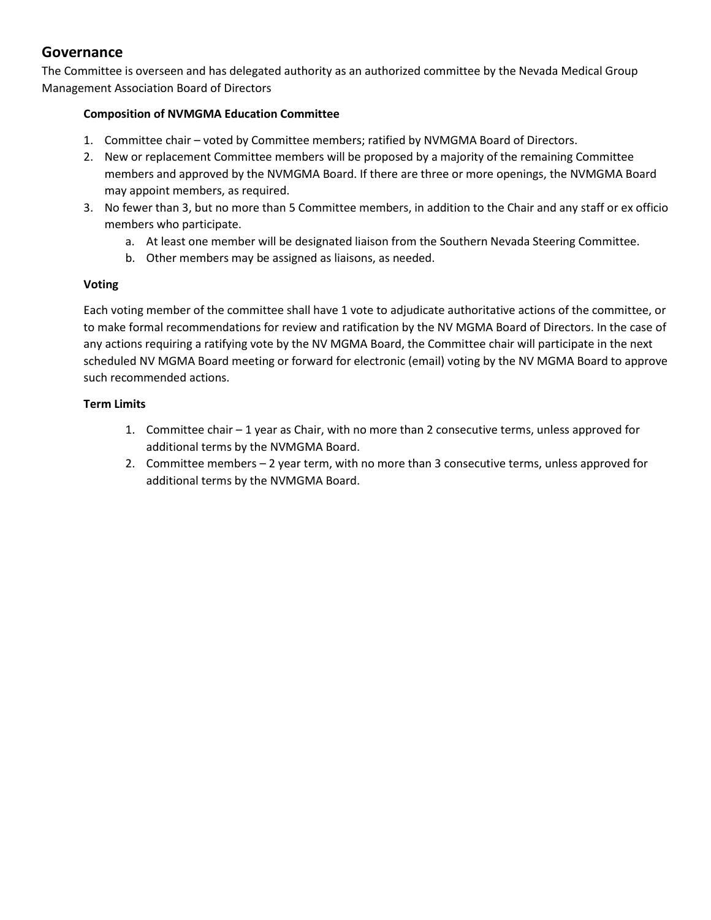## Governance

The Committee is overseen and has delegated authority as an authorized committee by the Nevada Medical Group Management Association Board of Directors

**Composition of NVMGMA Education Committee**

1. Committee chair – voted by Committee members; ratified by NVMGMA Board of Directors.
2. New or replacement Committee members will be proposed by a majority of the remaining Committee members and approved by the NVMGMA Board. If there are three or more openings, the NVMGMA Board may appoint members, as required.
3. No fewer than 3, but no more than 5 Committee members, in addition to the Chair and any staff or ex officio members who participate.
   a. At least one member will be designated liaison from the Southern Nevada Steering Committee.
   b. Other members may be assigned as liaisons, as needed.

**Voting**

Each voting member of the committee shall have 1 vote to adjudicate authoritative actions of the committee, or to make formal recommendations for review and ratification by the NV MGMA Board of Directors. In the case of any actions requiring a ratifying vote by the NV MGMA Board, the Committee chair will participate in the next scheduled NV MGMA Board meeting or forward for electronic (email) voting by the NV MGMA Board to approve such recommended actions.

**Term Limits**

1. Committee chair – 1 year as Chair, with no more than 2 consecutive terms, unless approved for additional terms by the NVMGMA Board.
2. Committee members – 2 year term, with no more than 3 consecutive terms, unless approved for additional terms by the NVMGMA Board.